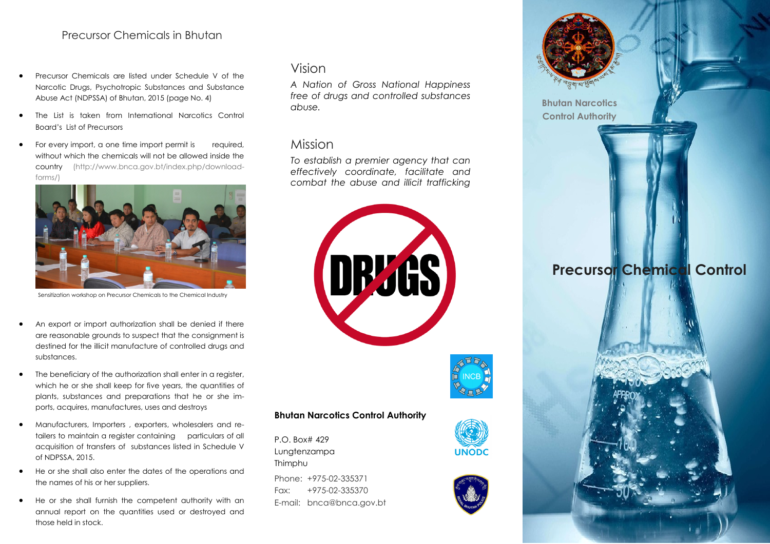## Precursor Chemicals in Bhutan

- Precursor Chemicals are listed under Schedule V of the Narcotic Drugs, Psychotropic Substances and Substance Abuse Act (NDPSSA) of Bhutan, 2015 (page No. 4)
- The List is taken from International Narcotics Control Board's List of Precursors
- For every import, a one time import permit is required, without which the chemicals will not be allowed inside the country (http://www.bnca.gov.bt/index.php/download-forms/)

Sensitization workshop on Precursor Chemicals to the Chemical Industry

- An export or import authorization shall be denied if there are reasonable grounds to suspect that the consignment is destined for the illicit manufacture of controlled drugs and substances.
- The beneficiary of the authorization shall enter in a register, which he or she shall keep for five years, the quantities of plants, substances and preparations that he or she imports, acquires, manufactures, uses and destroys
- Manufacturers, Importers , exporters, wholesalers and retailers to maintain a register containing particulars of all acquisition of transfers of substances listed in Schedule V of NDPSSA, 2015.
- He or she shall also enter the dates of the operations and the names of his or her suppliers.
- He or she shall furnish the competent authority with an annual report on the quantities used or destroyed and those held in stock.

## Vision

*A Nation of Gross National Happiness free of drugs and controlled substances abuse.*

## Mission

*To establish a premier agency that can effectively coordinate, facilitate and combat the abuse and illicit trafficking*

DRUGS

INCB

**Bhutan Narcotics Control Authority**

P.O. Box# 429
Lungtenzampa
Thimphu

Phone: +975-02-335371
Fax: +975-02-335370
E-mail: bnca@bnca.gov.bt

UNODC

**Bhutan Narcotics Control Authority**

# Precursor Chemical Control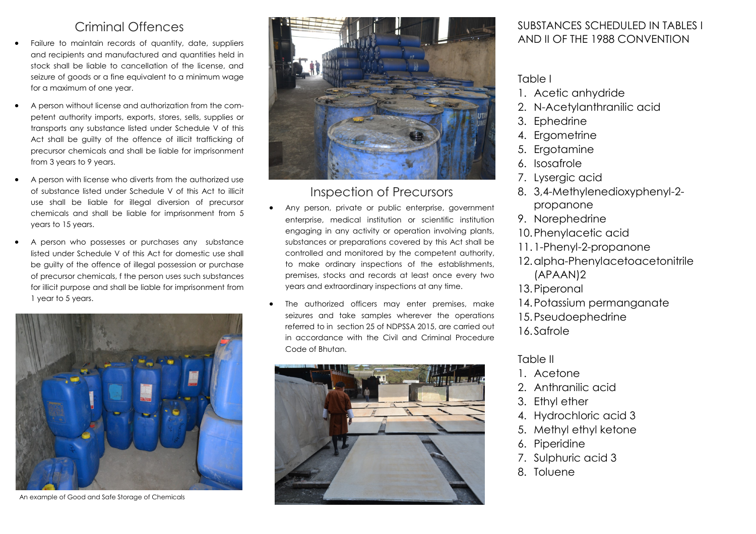## Criminal Offences

- Failure to maintain records of quantity, date, suppliers and recipients and manufactured and quantities held in stock shall be liable to cancellation of the license, and seizure of goods or a fine equivalent to a minimum wage for a maximum of one year.
- A person without license and authorization from the competent authority imports, exports, stores, sells, supplies or transports any substance listed under Schedule V of this Act shall be guilty of the offence of illicit trafficking of precursor chemicals and shall be liable for imprisonment from 3 years to 9 years.
- A person with license who diverts from the authorized use of substance listed under Schedule V of this Act to illicit use shall be liable for illegal diversion of precursor chemicals and shall be liable for imprisonment from 5 years to 15 years.
- A person who possesses or purchases any substance listed under Schedule V of this Act for domestic use shall be guilty of the offence of illegal possession or purchase of precursor chemicals, f the person uses such substances for illicit purpose and shall be liable for imprisonment from 1 year to 5 years.

An example of Good and Safe Storage of Chemicals

## Inspection of Precursors

- Any person, private or public enterprise, government enterprise, medical institution or scientific institution engaging in any activity or operation involving plants, substances or preparations covered by this Act shall be controlled and monitored by the competent authority, to make ordinary inspections of the establishments, premises, stocks and records at least once every two years and extraordinary inspections at any time.
- The authorized officers may enter premises, make seizures and take samples wherever the operations referred to in section 25 of NDPSSA 2015, are carried out in accordance with the Civil and Criminal Procedure Code of Bhutan.

## SUBSTANCES SCHEDULED IN TABLES I AND II OF THE 1988 CONVENTION

### Table I

1. Acetic anhydride
2. N-Acetylanthranilic acid
3. Ephedrine
4. Ergometrine
5. Ergotamine
6. Isosafrole
7. Lysergic acid
8. 3,4-Methylenedioxyphenyl-2-propanone
9. Norephedrine
10. Phenylacetic acid
11. 1-Phenyl-2-propanone
12. alpha-Phenylacetoacetonitrile (APAAN)2
13. Piperonal
14. Potassium permanganate
15. Pseudoephedrine
16. Safrole

### Table II

1. Acetone
2. Anthranilic acid
3. Ethyl ether
4. Hydrochloric acid 3
5. Methyl ethyl ketone
6. Piperidine
7. Sulphuric acid 3
8. Toluene